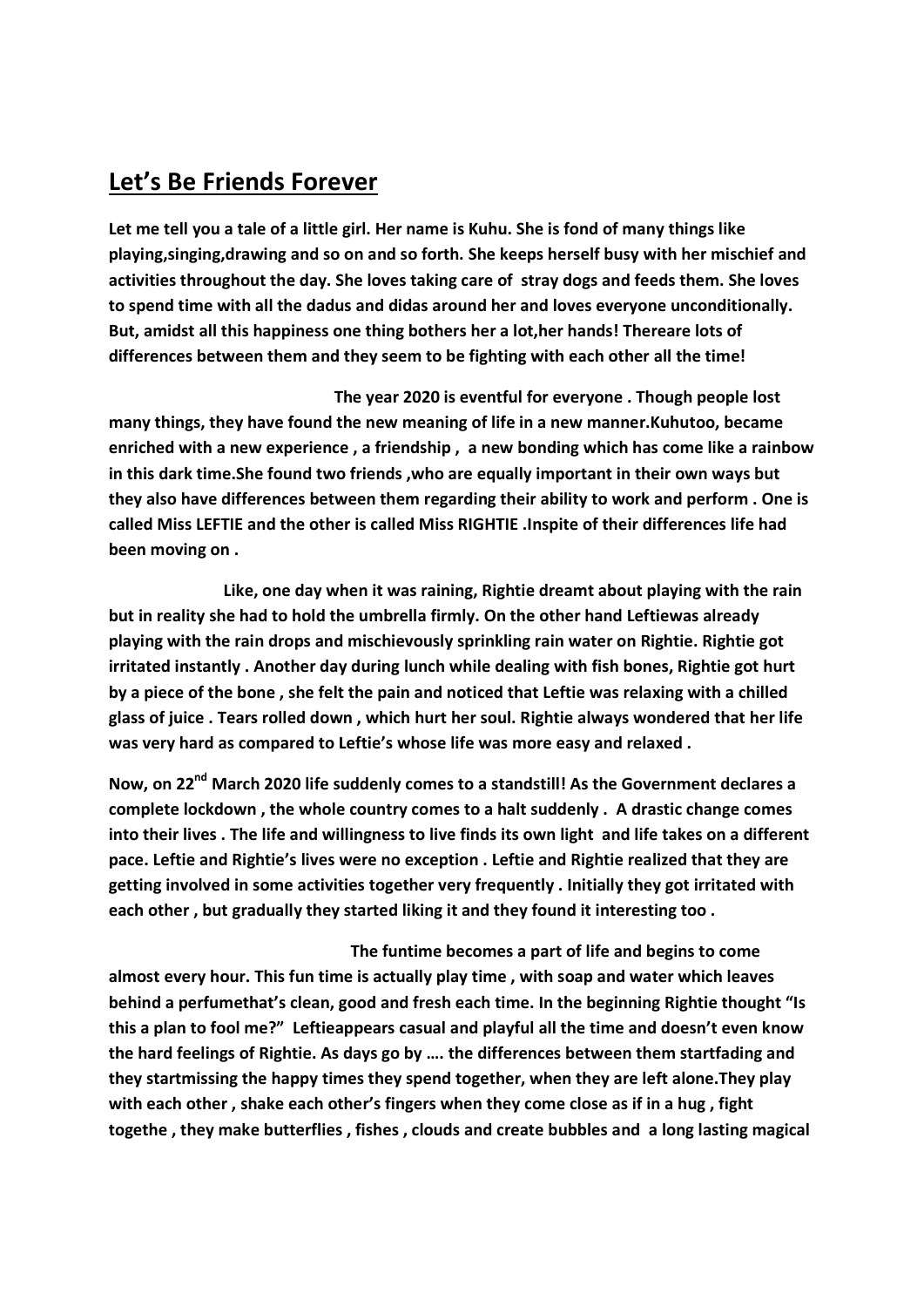# Let's Be Friends Forever

**Let me tell you a tale of a little girl. Her name is Kuhu. She is fond of many things like playing,singing,drawing and so on and so forth. She keeps herself busy with her mischief and activities throughout the day. She loves taking care of stray dogs and feeds them. She loves to spend time with all the dadus and didas around her and loves everyone unconditionally. But, amidst all this happiness one thing bothers her a lot,her hands! Thereare lots of differences between them and they seem to be fighting with each other all the time!**

**The year 2020 is eventful for everyone . Though people lost many things, they have found the new meaning of life in a new manner.Kuhutoo, became enriched with a new experience , a friendship , a new bonding which has come like a rainbow in this dark time.She found two friends ,who are equally important in their own ways but they also have differences between them regarding their ability to work and perform . One is called Miss LEFTIE and the other is called Miss RIGHTIE .Inspite of their differences life had been moving on .**

**Like, one day when it was raining, Rightie dreamt about playing with the rain but in reality she had to hold the umbrella firmly. On the other hand Leftiewas already playing with the rain drops and mischievously sprinkling rain water on Rightie. Rightie got irritated instantly . Another day during lunch while dealing with fish bones, Rightie got hurt by a piece of the bone , she felt the pain and noticed that Leftie was relaxing with a chilled glass of juice . Tears rolled down , which hurt her soul. Rightie always wondered that her life was very hard as compared to Leftie's whose life was more easy and relaxed .**

**Now, on 22nd March 2020 life suddenly comes to a standstill! As the Government declares a complete lockdown , the whole country comes to a halt suddenly . A drastic change comes into their lives . The life and willingness to live finds its own light and life takes on a different pace. Leftie and Rightie's lives were no exception . Leftie and Rightie realized that they are getting involved in some activities together very frequently . Initially they got irritated with each other , but gradually they started liking it and they found it interesting too .**

**The funtime becomes a part of life and begins to come almost every hour. This fun time is actually play time , with soap and water which leaves behind a perfumethat's clean, good and fresh each time. In the beginning Rightie thought "Is this a plan to fool me?" Leftieappears casual and playful all the time and doesn't even know the hard feelings of Rightie. As days go by …. the differences between them startfading and they startmissing the happy times they spend together, when they are left alone.They play with each other , shake each other's fingers when they come close as if in a hug , fight togethe , they make butterflies , fishes , clouds and create bubbles and a long lasting magical**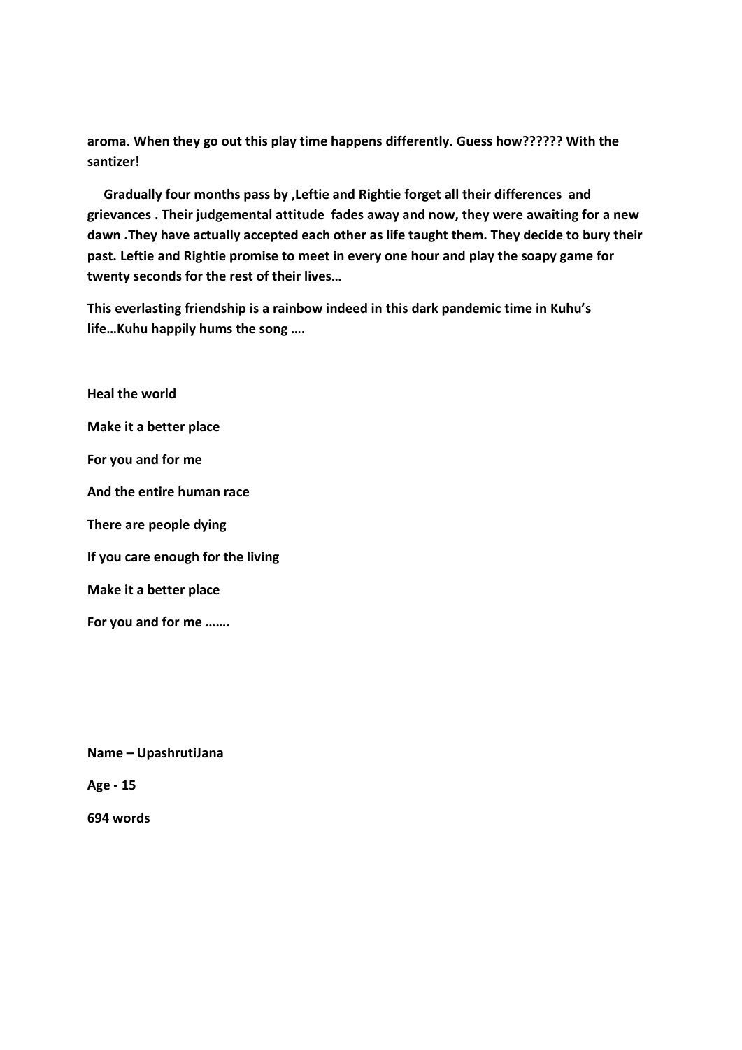**aroma. When they go out this play time happens differently. Guess how?????? With the santizer!**

**Gradually four months pass by ,Leftie and Rightie forget all their differences and grievances . Their judgemental attitude fades away and now, they were awaiting for a new dawn .They have actually accepted each other as life taught them. They decide to bury their past. Leftie and Rightie promise to meet in every one hour and play the soapy game for twenty seconds for the rest of their lives…**

**This everlasting friendship is a rainbow indeed in this dark pandemic time in Kuhu's life…Kuhu happily hums the song ….**

**Heal the world**

**Make it a better place**

**For you and for me**

**And the entire human race**

**There are people dying**

**If you care enough for the living**

**Make it a better place**

**For you and for me …….**

**Name – UpashrutiJana**

**Age - 15**

**694 words**